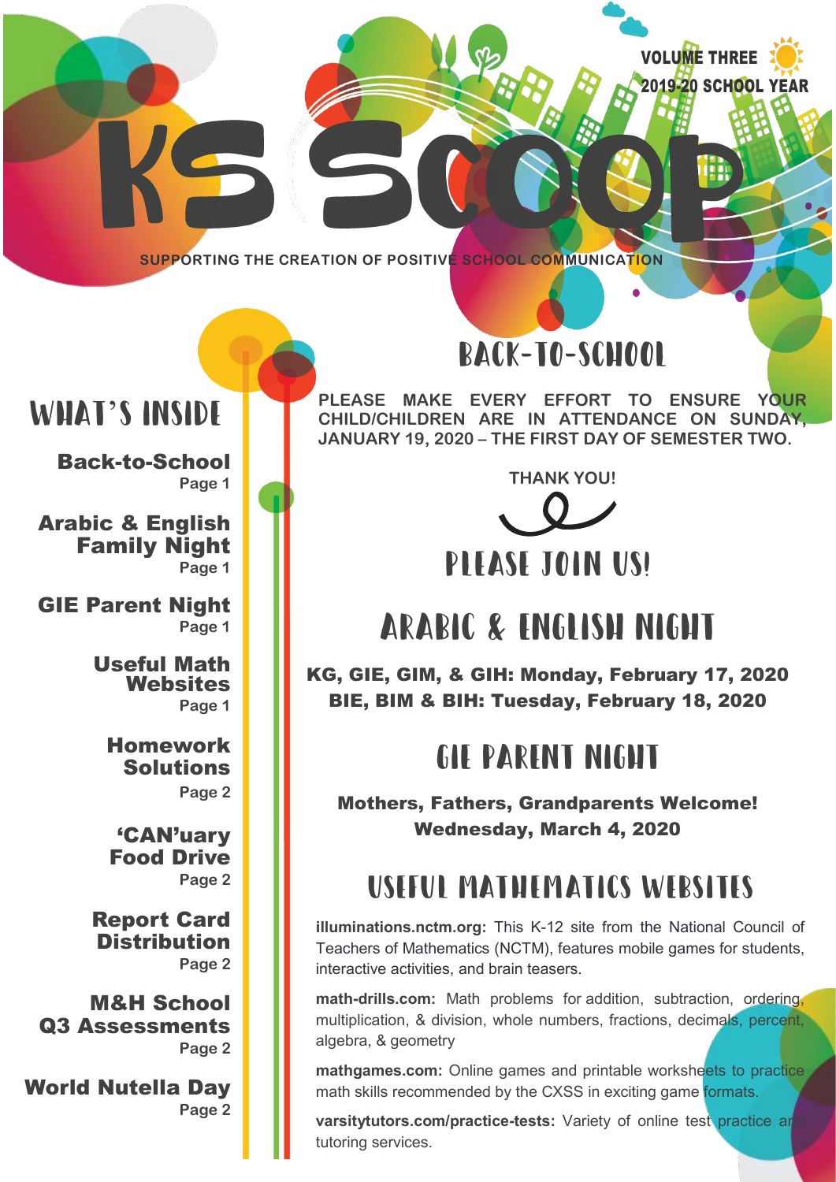# KS SCOOP

VOLUME THREE
2019-20 SCHOOL YEAR

SUPPORTING THE CREATION OF POSITIVE SCHOOL COMMUNICATION

## WHAT'S INSIDE

**Back-to-School**
Page 1

**Arabic & English Family Night**
Page 1

**GIE Parent Night**
Page 1

**Useful Math Websites**
Page 1

**Homework Solutions**
Page 2

**'CAN'uary Food Drive**
Page 2

**Report Card Distribution**
Page 2

**M&H School Q3 Assessments**
Page 2

**World Nutella Day**
Page 2

## BACK-TO-SCHOOL

**PLEASE MAKE EVERY EFFORT TO ENSURE YOUR CHILD/CHILDREN ARE IN ATTENDANCE ON SUNDAY, JANUARY 19, 2020 – THE FIRST DAY OF SEMESTER TWO.**

**THANK YOU!**

## PLEASE JOIN US!

## ARABIC & ENGLISH NIGHT

**KG, GIE, GIM, & GIH: Monday, February 17, 2020**
**BIE, BIM & BIH: Tuesday, February 18, 2020**

## GIE PARENT NIGHT

**Mothers, Fathers, Grandparents Welcome!**
**Wednesday, March 4, 2020**

## USEFUL MATHEMATICS WEBSITES

**illuminations.nctm.org:** This K-12 site from the National Council of Teachers of Mathematics (NCTM), features mobile games for students, interactive activities, and brain teasers.

**math-drills.com:** Math problems for addition, subtraction, ordering, multiplication, & division, whole numbers, fractions, decimals, percent, algebra, & geometry

**mathgames.com:** Online games and printable worksheets to practice math skills recommended by the CXSS in exciting game formats.

**varsitytutors.com/practice-tests:** Variety of online test practice and tutoring services.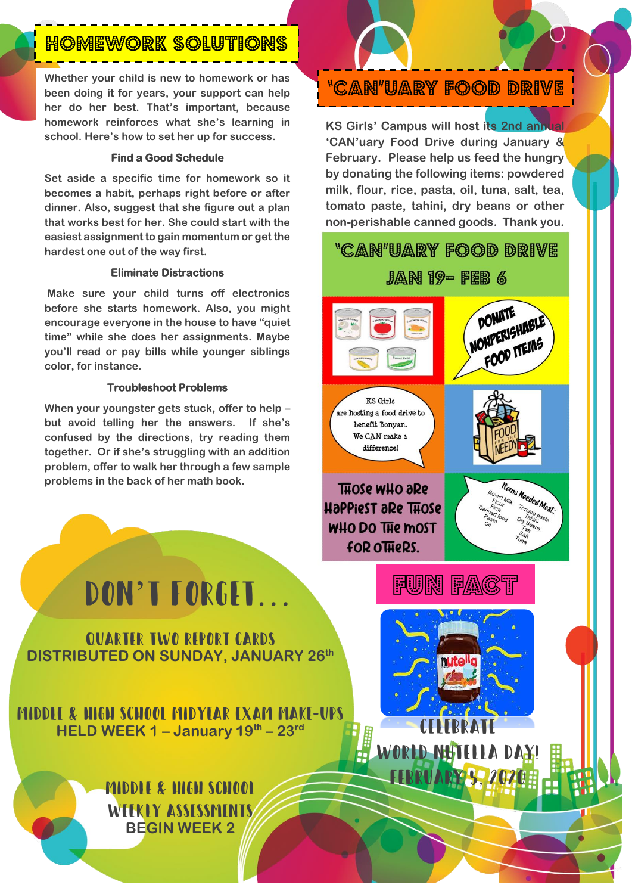# HOMEWORK SOLUTIONS

Whether your child is new to homework or has been doing it for years, your support can help her do her best. That's important, because homework reinforces what she's learning in school. Here's how to set her up for success.

### Find a Good Schedule

Set aside a specific time for homework so it becomes a habit, perhaps right before or after dinner. Also, suggest that she figure out a plan that works best for her. She could start with the easiest assignment to gain momentum or get the hardest one out of the way first.

### Eliminate Distractions

Make sure your child turns off electronics before she starts homework. Also, you might encourage everyone in the house to have "quiet time" while she does her assignments. Maybe you'll read or pay bills while younger siblings color, for instance.

### Troubleshoot Problems

When your youngster gets stuck, offer to help – but avoid telling her the answers. If she's confused by the directions, try reading them together. Or if she's struggling with an addition problem, offer to walk her through a few sample problems in the back of her math book.

# DON'T FORGET...

QUARTER TWO REPORT CARDS
DISTRIBUTED ON SUNDAY, JANUARY 26th

MIDDLE & HIGH SCHOOL MIDYEAR EXAM MAKE-UPS
HELD WEEK 1 – January 19th – 23rd

MIDDLE & HIGH SCHOOL
WEEKLY ASSESSMENTS
BEGIN WEEK 2

# 'CAN'UARY FOOD DRIVE

KS Girls' Campus will host its 2nd annual 'CAN'uary Food Drive during January & February. Please help us feed the hungry by donating the following items: powdered milk, flour, rice, pasta, oil, tuna, salt, tea, tomato paste, tahini, dry beans or other non-perishable canned goods. Thank you.

## 'CAN'UARY FOOD DRIVE
## JAN 19– FEB 6

DONATE NONPERISHABLE FOOD ITEMS

KS Girls are hosting a food drive to benefit Bonyan. We CAN make a difference!

FOOD FOR THE NEEDY

Those who are happiest are those who do the most for others.

Items Needed Most: Boxed Milk, Flour, Rice, Canned food, Pasta, Oil, Tomato paste, Tahini, Dry Beans, Tea, Salt, Tuna

# FUN FACT

CELEBRATE
WORLD NUTELLA DAY!
FEBRUARY 5, 2020